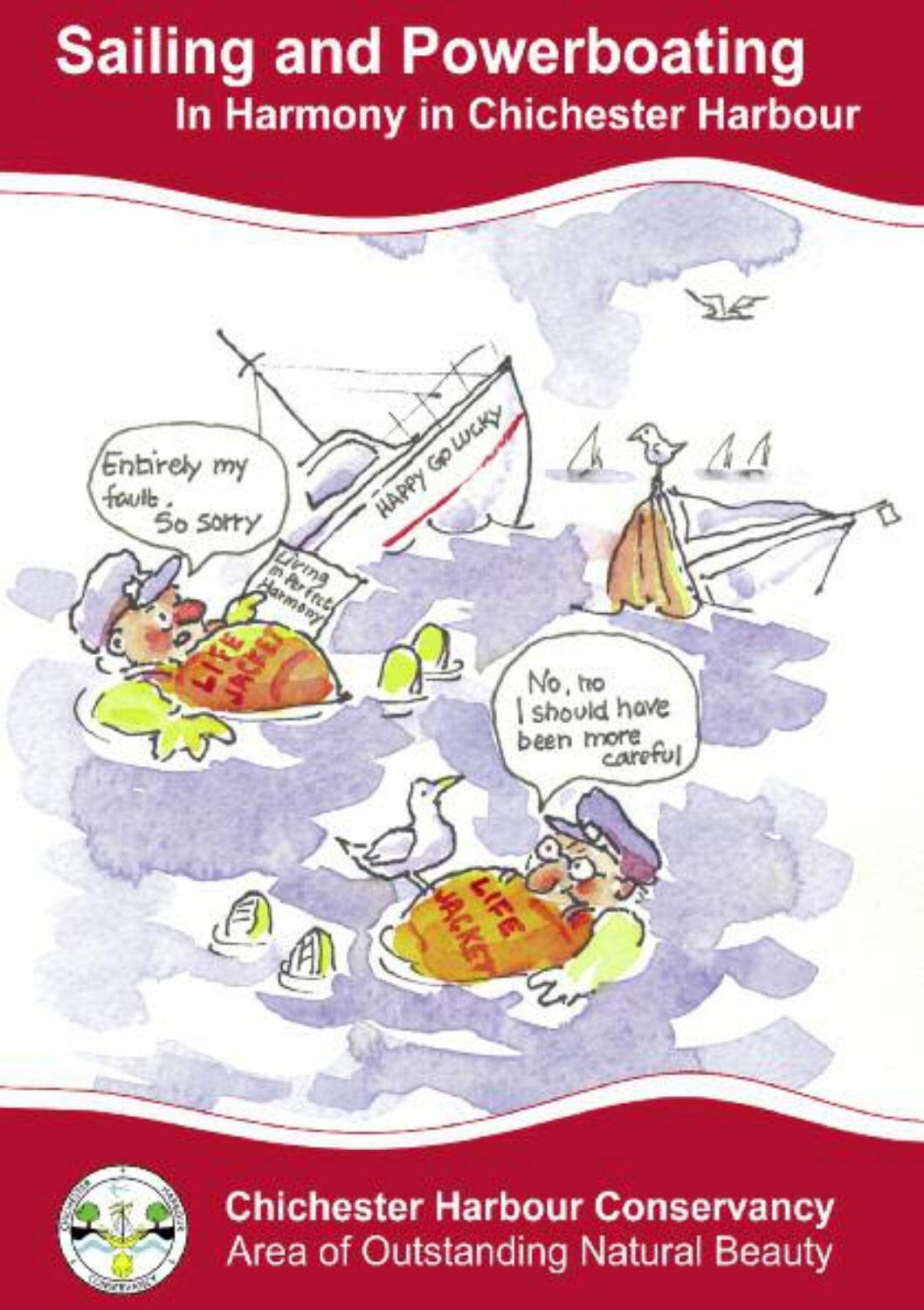# Sailing and Powerboating

## In Harmony in Chichester Harbour

Entirely my fault. So sorry

HAPPY GO LUCKY

Living in Perfect Harmony

LIFE JACKET

No, no I should have been more careful

LIFE JACKET

**Chichester Harbour Conservancy**

Area of Outstanding Natural Beauty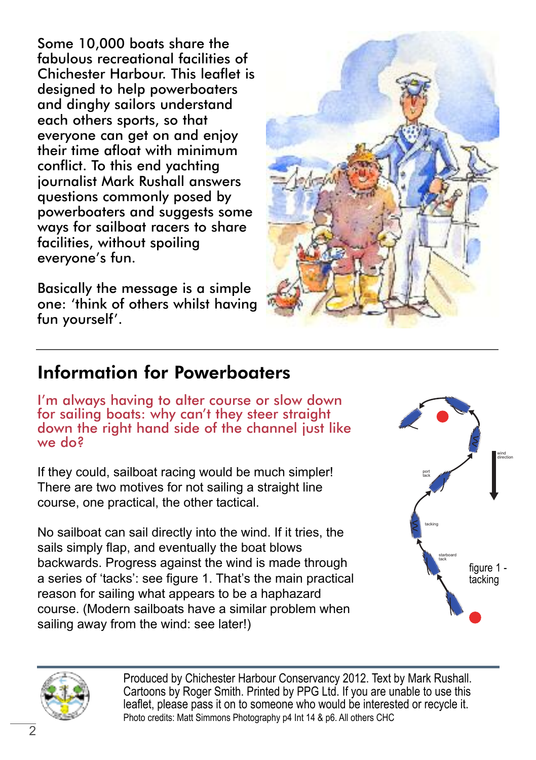Some 10,000 boats share the fabulous recreational facilities of Chichester Harbour. This leaflet is designed to help powerboaters and dinghy sailors understand each others sports, so that everyone can get on and enjoy their time afloat with minimum conflict. To this end yachting journalist Mark Rushall answers questions commonly posed by powerboaters and suggests some ways for sailboat racers to share facilities, without spoiling everyone's fun.

Basically the message is a simple one: 'think of others whilst having fun yourself'.

## Information for Powerboaters

### I'm always having to alter course or slow down for sailing boats: why can't they steer straight down the right hand side of the channel just like we do?

If they could, sailboat racing would be much simpler! There are two motives for not sailing a straight line course, one practical, the other tactical.

No sailboat can sail directly into the wind. If it tries, the sails simply flap, and eventually the boat blows backwards. Progress against the wind is made through a series of 'tacks': see figure 1. That's the main practical reason for sailing what appears to be a haphazard course. (Modern sailboats have a similar problem when sailing away from the wind: see later!)

wind direction

port tack

tacking

starboard tack

figure 1 - tacking

Produced by Chichester Harbour Conservancy 2012. Text by Mark Rushall. Cartoons by Roger Smith. Printed by PPG Ltd. If you are unable to use this leaflet, please pass it on to someone who would be interested or recycle it.
Photo credits: Matt Simmons Photography p4 Int 14 & p6. All others CHC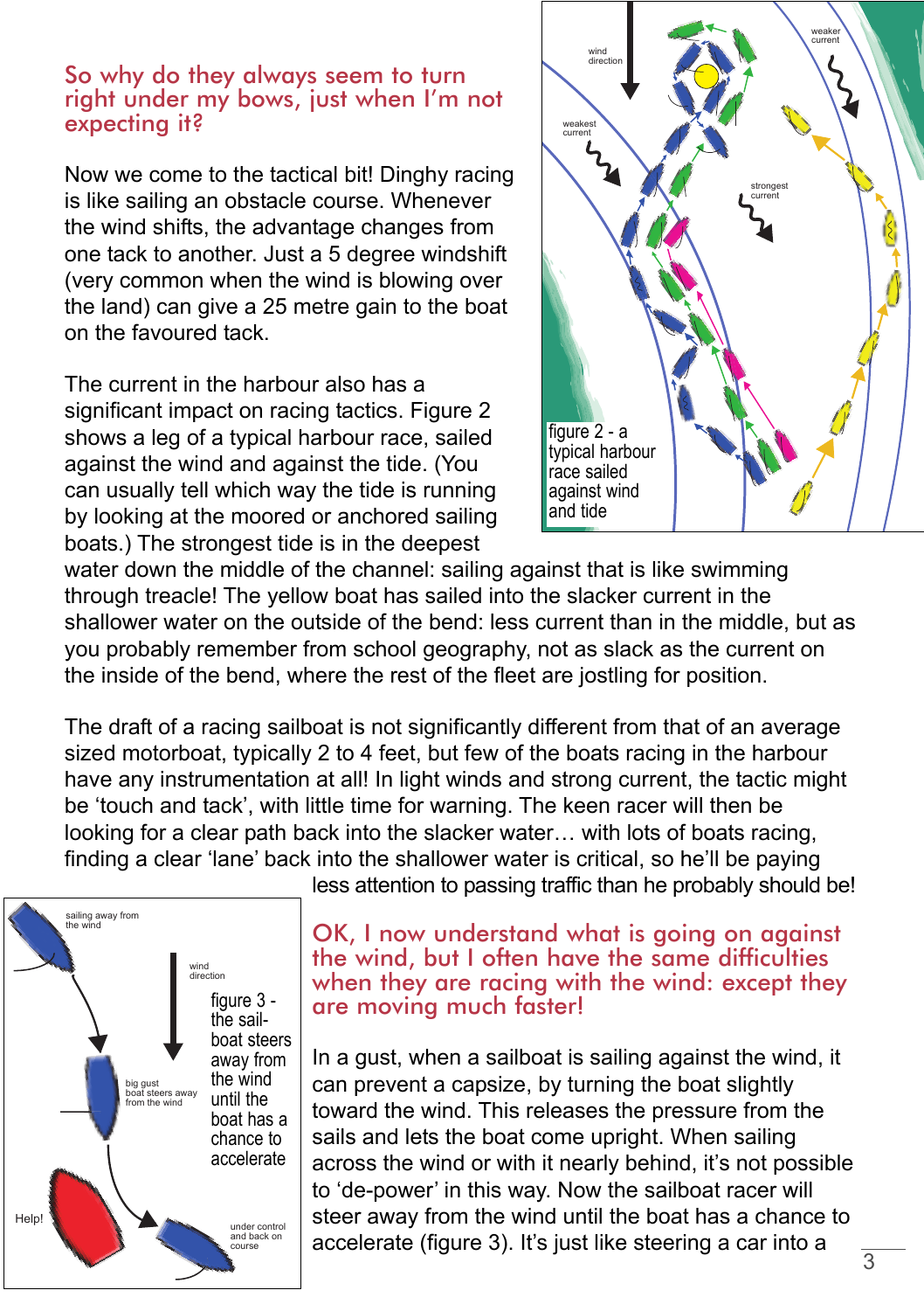## So why do they always seem to turn right under my bows, just when I'm not expecting it?

Now we come to the tactical bit! Dinghy racing is like sailing an obstacle course. Whenever the wind shifts, the advantage changes from one tack to another. Just a 5 degree windshift (very common when the wind is blowing over the land) can give a 25 metre gain to the boat on the favoured tack.

The current in the harbour also has a significant impact on racing tactics. Figure 2 shows a leg of a typical harbour race, sailed against the wind and against the tide. (You can usually tell which way the tide is running by looking at the moored or anchored sailing boats.) The strongest tide is in the deepest water down the middle of the channel: sailing against that is like swimming through treacle! The yellow boat has sailed into the slacker current in the shallower water on the outside of the bend: less current than in the middle, but as you probably remember from school geography, not as slack as the current on the inside of the bend, where the rest of the fleet are jostling for position.

figure 2 - a typical harbour race sailed against wind and tide

The draft of a racing sailboat is not significantly different from that of an average sized motorboat, typically 2 to 4 feet, but few of the boats racing in the harbour have any instrumentation at all! In light winds and strong current, the tactic might be 'touch and tack', with little time for warning. The keen racer will then be looking for a clear path back into the slacker water… with lots of boats racing, finding a clear 'lane' back into the shallower water is critical, so he'll be paying less attention to passing traffic than he probably should be!

figure 3 - the sailboat steers away from the wind until the boat has a chance to accelerate

## OK, I now understand what is going on against the wind, but I often have the same difficulties when they are racing with the wind: except they are moving much faster!

In a gust, when a sailboat is sailing against the wind, it can prevent a capsize, by turning the boat slightly toward the wind. This releases the pressure from the sails and lets the boat come upright. When sailing across the wind or with it nearly behind, it's not possible to 'de-power' in this way. Now the sailboat racer will steer away from the wind until the boat has a chance to accelerate (figure 3). It's just like steering a car into a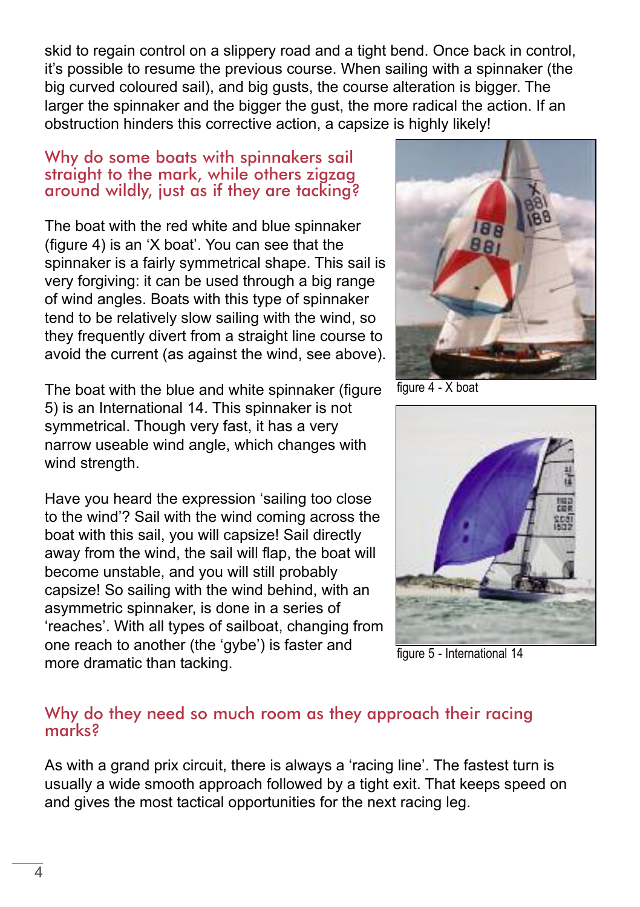skid to regain control on a slippery road and a tight bend. Once back in control, it's possible to resume the previous course. When sailing with a spinnaker (the big curved coloured sail), and big gusts, the course alteration is bigger. The larger the spinnaker and the bigger the gust, the more radical the action. If an obstruction hinders this corrective action, a capsize is highly likely!

## Why do some boats with spinnakers sail straight to the mark, while others zigzag around wildly, just as if they are tacking?

The boat with the red white and blue spinnaker (figure 4) is an 'X boat'. You can see that the spinnaker is a fairly symmetrical shape. This sail is very forgiving: it can be used through a big range of wind angles. Boats with this type of spinnaker tend to be relatively slow sailing with the wind, so they frequently divert from a straight line course to avoid the current (as against the wind, see above).

figure 4 - X boat

The boat with the blue and white spinnaker (figure 5) is an International 14. This spinnaker is not symmetrical. Though very fast, it has a very narrow useable wind angle, which changes with wind strength.

Have you heard the expression 'sailing too close to the wind'? Sail with the wind coming across the boat with this sail, you will capsize! Sail directly away from the wind, the sail will flap, the boat will become unstable, and you will still probably capsize! So sailing with the wind behind, with an asymmetric spinnaker, is done in a series of 'reaches'. With all types of sailboat, changing from one reach to another (the 'gybe') is faster and more dramatic than tacking.

figure 5 - International 14

## Why do they need so much room as they approach their racing marks?

As with a grand prix circuit, there is always a 'racing line'. The fastest turn is usually a wide smooth approach followed by a tight exit. That keeps speed on and gives the most tactical opportunities for the next racing leg.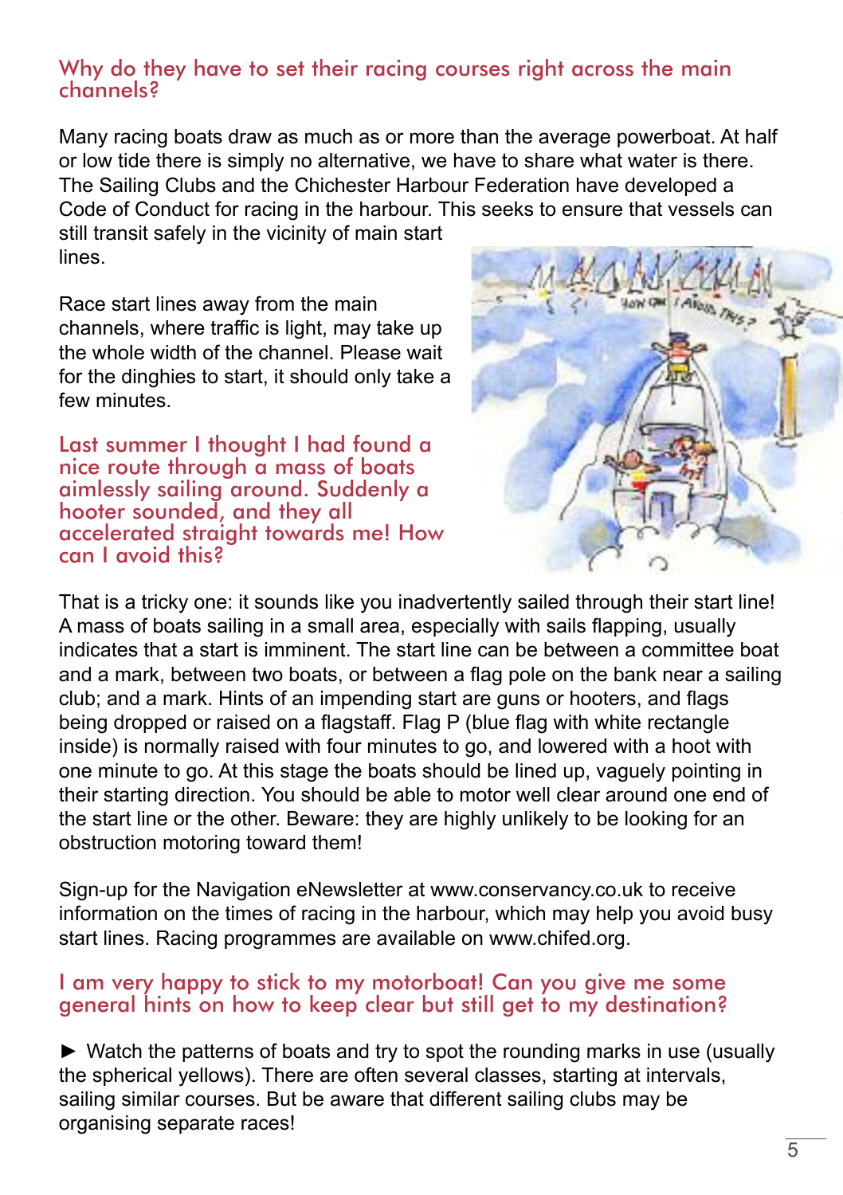## Why do they have to set their racing courses right across the main channels?

Many racing boats draw as much as or more than the average powerboat. At half or low tide there is simply no alternative, we have to share what water is there. The Sailing Clubs and the Chichester Harbour Federation have developed a Code of Conduct for racing in the harbour. This seeks to ensure that vessels can still transit safely in the vicinity of main start lines.

Race start lines away from the main channels, where traffic is light, may take up the whole width of the channel. Please wait for the dinghies to start, it should only take a few minutes.

## Last summer I thought I had found a nice route through a mass of boats aimlessly sailing around. Suddenly a hooter sounded, and they all accelerated straight towards me! How can I avoid this?

That is a tricky one: it sounds like you inadvertently sailed through their start line! A mass of boats sailing in a small area, especially with sails flapping, usually indicates that a start is imminent. The start line can be between a committee boat and a mark, between two boats, or between a flag pole on the bank near a sailing club; and a mark. Hints of an impending start are guns or hooters, and flags being dropped or raised on a flagstaff. Flag P (blue flag with white rectangle inside) is normally raised with four minutes to go, and lowered with a hoot with one minute to go. At this stage the boats should be lined up, vaguely pointing in their starting direction. You should be able to motor well clear around one end of the start line or the other. Beware: they are highly unlikely to be looking for an obstruction motoring toward them!

Sign-up for the Navigation eNewsletter at www.conservancy.co.uk to receive information on the times of racing in the harbour, which may help you avoid busy start lines. Racing programmes are available on www.chifed.org.

## I am very happy to stick to my motorboat! Can you give me some general hints on how to keep clear but still get to my destination?

► Watch the patterns of boats and try to spot the rounding marks in use (usually the spherical yellows). There are often several classes, starting at intervals, sailing similar courses. But be aware that different sailing clubs may be organising separate races!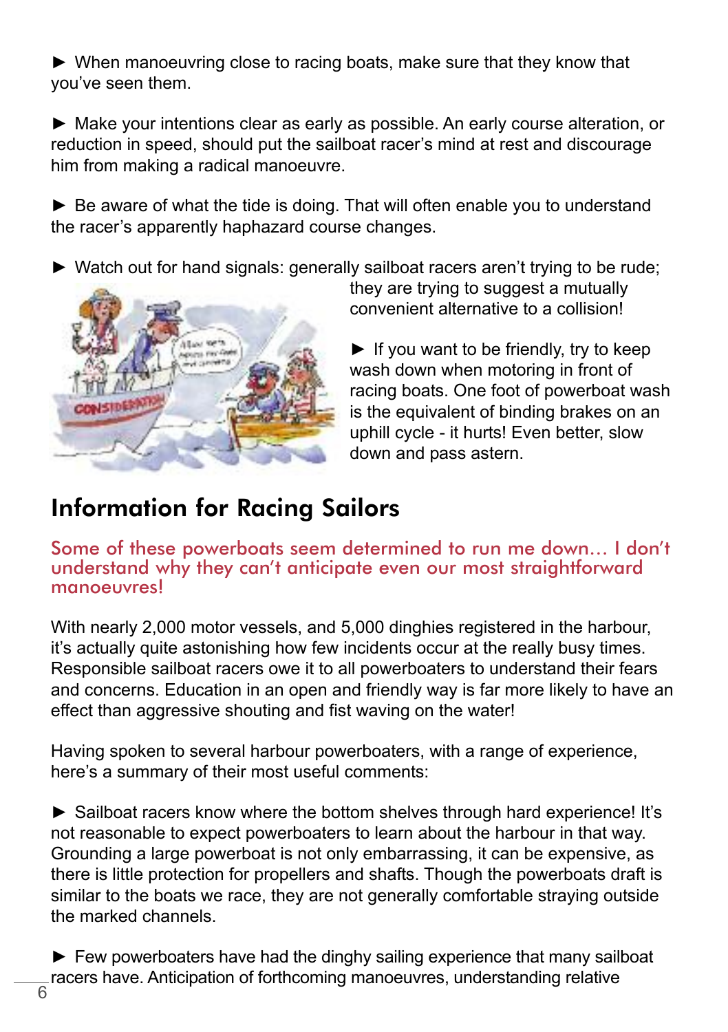► When manoeuvring close to racing boats, make sure that they know that you've seen them.

► Make your intentions clear as early as possible. An early course alteration, or reduction in speed, should put the sailboat racer's mind at rest and discourage him from making a radical manoeuvre.

► Be aware of what the tide is doing. That will often enable you to understand the racer's apparently haphazard course changes.

► Watch out for hand signals: generally sailboat racers aren't trying to be rude; they are trying to suggest a mutually convenient alternative to a collision!

► If you want to be friendly, try to keep wash down when motoring in front of racing boats. One foot of powerboat wash is the equivalent of binding brakes on an uphill cycle - it hurts! Even better, slow down and pass astern.

## Information for Racing Sailors

Some of these powerboats seem determined to run me down… I don't understand why they can't anticipate even our most straightforward manoeuvres!

With nearly 2,000 motor vessels, and 5,000 dinghies registered in the harbour, it's actually quite astonishing how few incidents occur at the really busy times. Responsible sailboat racers owe it to all powerboaters to understand their fears and concerns. Education in an open and friendly way is far more likely to have an effect than aggressive shouting and fist waving on the water!

Having spoken to several harbour powerboaters, with a range of experience, here's a summary of their most useful comments:

► Sailboat racers know where the bottom shelves through hard experience! It's not reasonable to expect powerboaters to learn about the harbour in that way. Grounding a large powerboat is not only embarrassing, it can be expensive, as there is little protection for propellers and shafts. Though the powerboats draft is similar to the boats we race, they are not generally comfortable straying outside the marked channels.

► Few powerboaters have had the dinghy sailing experience that many sailboat racers have. Anticipation of forthcoming manoeuvres, understanding relative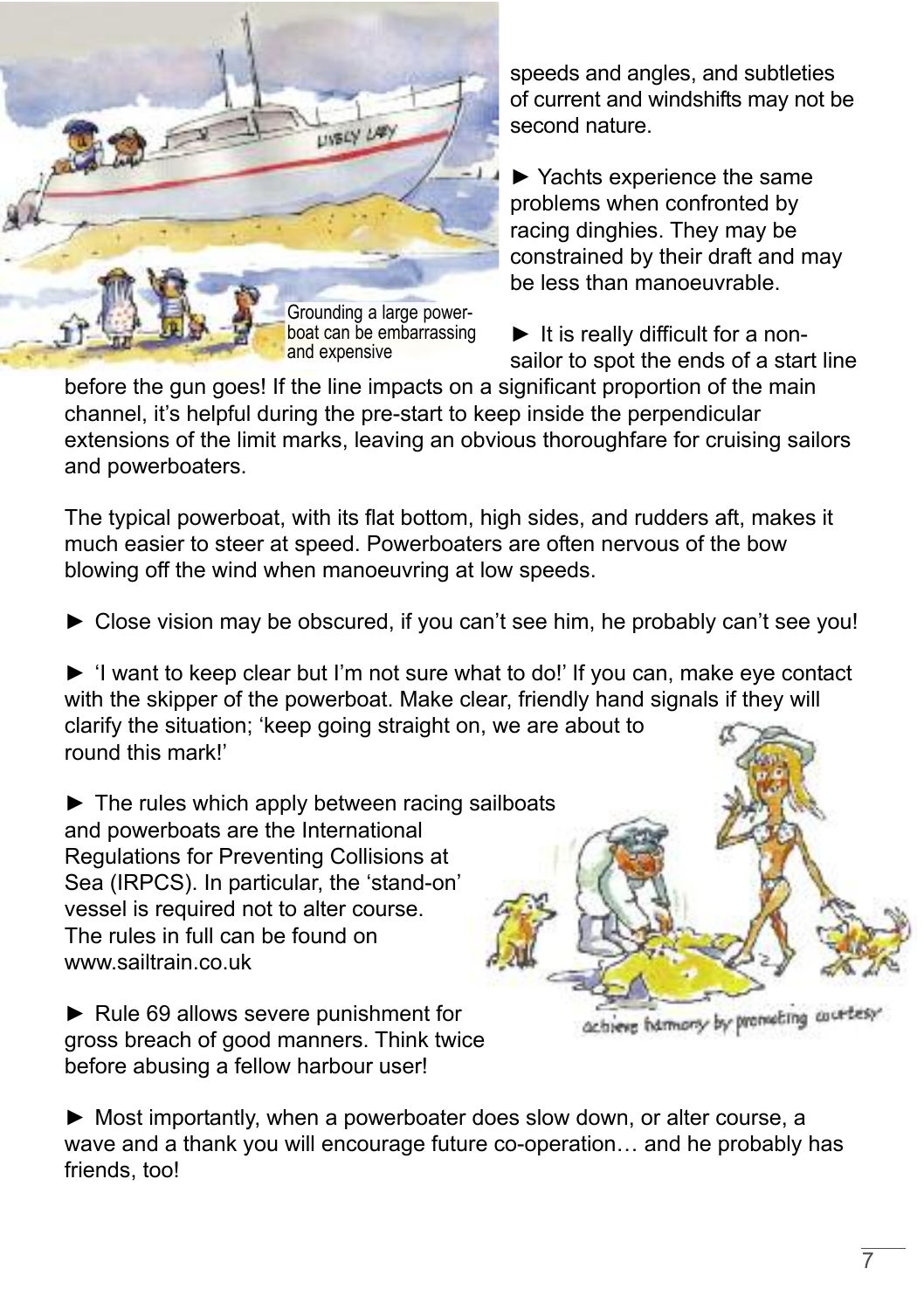Grounding a large power-boat can be embarrassing and expensive

speeds and angles, and subtleties of current and windshifts may not be second nature.

► Yachts experience the same problems when confronted by racing dinghies. They may be constrained by their draft and may be less than manoeuvrable.

► It is really difficult for a non-sailor to spot the ends of a start line before the gun goes! If the line impacts on a significant proportion of the main channel, it's helpful during the pre-start to keep inside the perpendicular extensions of the limit marks, leaving an obvious thoroughfare for cruising sailors and powerboaters.

The typical powerboat, with its flat bottom, high sides, and rudders aft, makes it much easier to steer at speed. Powerboaters are often nervous of the bow blowing off the wind when manoeuvring at low speeds.

► Close vision may be obscured, if you can't see him, he probably can't see you!

► 'I want to keep clear but I'm not sure what to do!' If you can, make eye contact with the skipper of the powerboat. Make clear, friendly hand signals if they will clarify the situation; 'keep going straight on, we are about to round this mark!'

► The rules which apply between racing sailboats and powerboats are the International Regulations for Preventing Collisions at Sea (IRPCS). In particular, the 'stand-on' vessel is required not to alter course. The rules in full can be found on www.sailtrain.co.uk

► Rule 69 allows severe punishment for gross breach of good manners. Think twice before abusing a fellow harbour user!

achieve harmony by promoting courtesy

► Most importantly, when a powerboater does slow down, or alter course, a wave and a thank you will encourage future co-operation… and he probably has friends, too!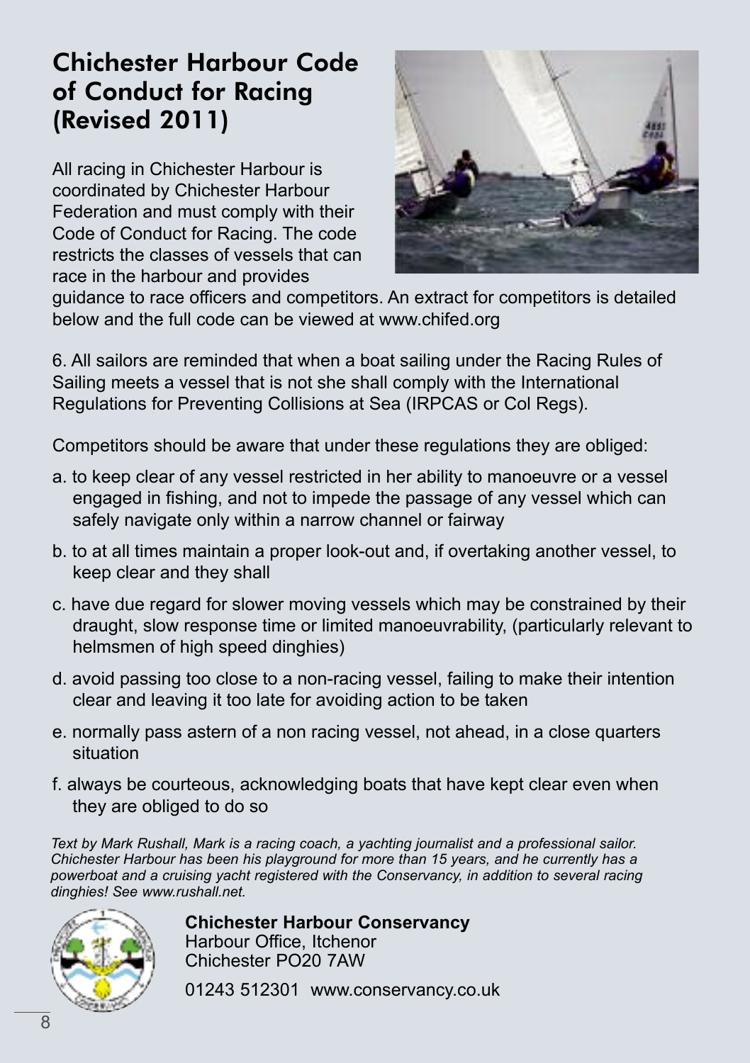# Chichester Harbour Code of Conduct for Racing (Revised 2011)

All racing in Chichester Harbour is coordinated by Chichester Harbour Federation and must comply with their Code of Conduct for Racing. The code restricts the classes of vessels that can race in the harbour and provides guidance to race officers and competitors. An extract for competitors is detailed below and the full code can be viewed at www.chifed.org

6. All sailors are reminded that when a boat sailing under the Racing Rules of Sailing meets a vessel that is not she shall comply with the International Regulations for Preventing Collisions at Sea (IRPCAS or Col Regs).

Competitors should be aware that under these regulations they are obliged:

a. to keep clear of any vessel restricted in her ability to manoeuvre or a vessel engaged in fishing, and not to impede the passage of any vessel which can safely navigate only within a narrow channel or fairway

b. to at all times maintain a proper look-out and, if overtaking another vessel, to keep clear and they shall

c. have due regard for slower moving vessels which may be constrained by their draught, slow response time or limited manoeuvrability, (particularly relevant to helmsmen of high speed dinghies)

d. avoid passing too close to a non-racing vessel, failing to make their intention clear and leaving it too late for avoiding action to be taken

e. normally pass astern of a non racing vessel, not ahead, in a close quarters situation

f. always be courteous, acknowledging boats that have kept clear even when they are obliged to do so

*Text by Mark Rushall, Mark is a racing coach, a yachting journalist and a professional sailor. Chichester Harbour has been his playground for more than 15 years, and he currently has a powerboat and a cruising yacht registered with the Conservancy, in addition to several racing dinghies! See www.rushall.net.*

**Chichester Harbour Conservancy**
Harbour Office, Itchenor
Chichester PO20 7AW

01243 512301 www.conservancy.co.uk